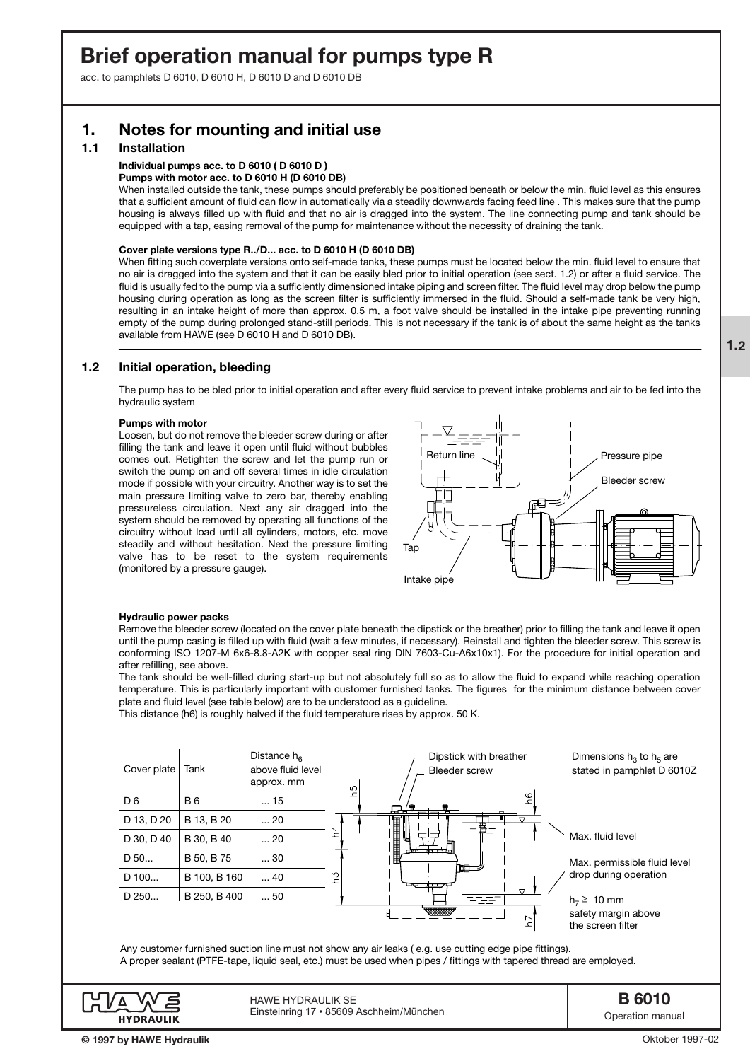# Brief operation manual for pumps type R

acc. to pamphlets D 6010, D 6010 H, D 6010 D and D 6010 DB

## 1. Notes for mounting and initial use

### 1.1 Installation

**Individual pumps acc. to D 6010 ( D 6010 D )**
**Pumps with motor acc. to D 6010 H (D 6010 DB)**

When installed outside the tank, these pumps should preferably be positioned beneath or below the min. fluid level as this ensures that a sufficient amount of fluid can flow in automatically via a steadily downwards facing feed line . This makes sure that the pump housing is always filled up with fluid and that no air is dragged into the system. The line connecting pump and tank should be equipped with a tap, easing removal of the pump for maintenance without the necessity of draining the tank.

**Cover plate versions type R../D... acc. to D 6010 H (D 6010 DB)**

When fitting such coverplate versions onto self-made tanks, these pumps must be located below the min. fluid level to ensure that no air is dragged into the system and that it can be easily bled prior to initial operation (see sect. 1.2) or after a fluid service. The fluid is usually fed to the pump via a sufficiently dimensioned intake piping and screen filter. The fluid level may drop below the pump housing during operation as long as the screen filter is sufficiently immersed in the fluid. Should a self-made tank be very high, resulting in an intake height of more than approx. 0.5 m, a foot valve should be installed in the intake pipe preventing running empty of the pump during prolonged stand-still periods. This is not necessary if the tank is of about the same height as the tanks available from HAWE (see D 6010 H and D 6010 DB).

### 1.2 Initial operation, bleeding

The pump has to be bled prior to initial operation and after every fluid service to prevent intake problems and air to be fed into the hydraulic system

**Pumps with motor**

Loosen, but do not remove the bleeder screw during or after filling the tank and leave it open until fluid without bubbles comes out. Retighten the screw and let the pump run or switch the pump on and off several times in idle circulation mode if possible with your circuitry. Another way is to set the main pressure limiting valve to zero bar, thereby enabling pressureless circulation. Next any air dragged into the system should be removed by operating all functions of the circuitry without load until all cylinders, motors, etc. move steadily and without hesitation. Next the pressure limiting valve has to be reset to the system requirements (monitored by a pressure gauge).

Return line · Pressure pipe · Bleeder screw · Tap · Intake pipe

**Hydraulic power packs**

Remove the bleeder screw (located on the cover plate beneath the dipstick or the breather) prior to filling the tank and leave it open until the pump casing is filled up with fluid (wait a few minutes, if necessary). Reinstall and tighten the bleeder screw. This screw is conforming ISO 1207-M 6x6-8.8-A2K with copper seal ring DIN 7603-Cu-A6x10x1). For the procedure for initial operation and after refilling, see above.

The tank should be well-filled during start-up but not absolutely full so as to allow the fluid to expand while reaching operation temperature. This is particularly important with customer furnished tanks. The figures for the minimum distance between cover plate and fluid level (see table below) are to be understood as a guideline.

This distance (h6) is roughly halved if the fluid temperature rises by approx. 50 K.

| Cover plate | Tank | Distance $h_6$ above fluid level approx. mm |
|---|---|---|
| D 6 | B 6 | ... 15 |
| D 13, D 20 | B 13, B 20 | ... 20 |
| D 30, D 40 | B 30, B 40 | ... 20 |
| D 50... | B 50, B 75 | ... 30 |
| D 100... | B 100, B 160 | ... 40 |
| D 250... | B 250, B 400 | ... 50 |

Dipstick with breather · Bleeder screw · Max. fluid level · Max. permissible fluid level drop during operation · $h_7 \geq$ 10 mm safety margin above the screen filter

Dimensions $h_3$ to $h_5$ are stated in pamphlet D 6010Z

Any customer furnished suction line must not show any air leaks ( e.g. use cutting edge pipe fittings).
A proper sealant (PTFE-tape, liquid seal, etc.) must be used when pipes / fittings with tapered thread are employed.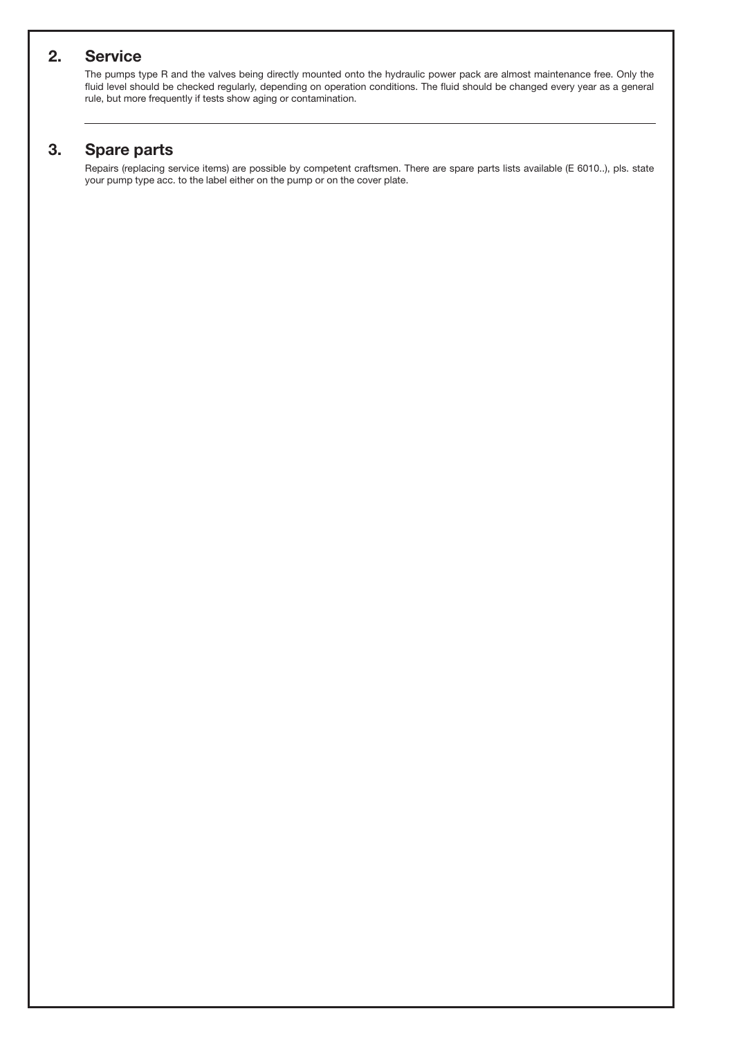## 2. Service

The pumps type R and the valves being directly mounted onto the hydraulic power pack are almost maintenance free. Only the fluid level should be checked regularly, depending on operation conditions. The fluid should be changed every year as a general rule, but more frequently if tests show aging or contamination.

---

## 3. Spare parts

Repairs (replacing service items) are possible by competent craftsmen. There are spare parts lists available (E 6010..), pls. state your pump type acc. to the label either on the pump or on the cover plate.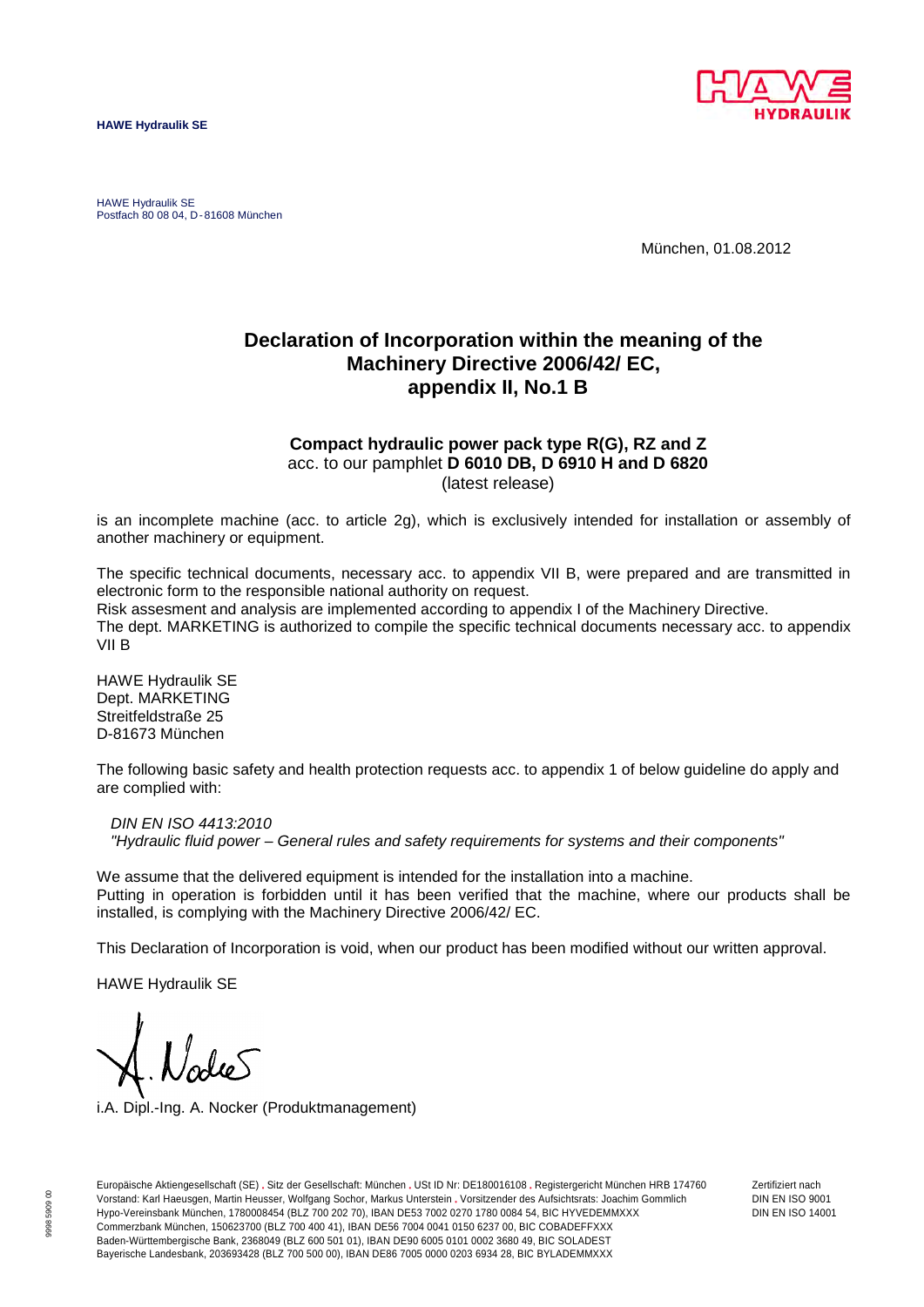**HAWE Hydraulik SE**

HAWE Hydraulik SE
Postfach 80 08 04, D-81608 München

München, 01.08.2012

## Declaration of Incorporation within the meaning of the Machinery Directive 2006/42/ EC, appendix II, No.1 B

**Compact hydraulic power pack type R(G), RZ and Z**
acc. to our pamphlet **D 6010 DB, D 6910 H and D 6820**
(latest release)

is an incomplete machine (acc. to article 2g), which is exclusively intended for installation or assembly of another machinery or equipment.

The specific technical documents, necessary acc. to appendix VII B, were prepared and are transmitted in electronic form to the responsible national authority on request.
Risk assesment and analysis are implemented according to appendix I of the Machinery Directive.
The dept. MARKETING is authorized to compile the specific technical documents necessary acc. to appendix VII B

HAWE Hydraulik SE
Dept. MARKETING
Streitfeldstraße 25
D-81673 München

The following basic safety and health protection requests acc. to appendix 1 of below guideline do apply and are complied with:

*DIN EN ISO 4413:2010*
*"Hydraulic fluid power – General rules and safety requirements for systems and their components"*

We assume that the delivered equipment is intended for the installation into a machine.
Putting in operation is forbidden until it has been verified that the machine, where our products shall be installed, is complying with the Machinery Directive 2006/42/ EC.

This Declaration of Incorporation is void, when our product has been modified without our written approval.

HAWE Hydraulik SE

i.A. Dipl.-Ing. A. Nocker (Produktmanagement)

Europäische Aktiengesellschaft (SE) . Sitz der Gesellschaft: München . USt ID Nr: DE180016108 . Registergericht München HRB 174760
Vorstand: Karl Haeusgen, Martin Heusser, Wolfgang Sochor, Markus Unterstein . Vorsitzender des Aufsichtsrats: Joachim Gommlich
Hypo-Vereinsbank München, 1780008454 (BLZ 700 202 70), IBAN DE53 7002 0270 1780 0084 54, BIC HYVEDEMMXXX
Commerzbank München, 150623700 (BLZ 700 400 41), IBAN DE56 7004 0041 0150 6237 00, BIC COBADEFFXXX
Baden-Württembergische Bank, 2368049 (BLZ 600 501 01), IBAN DE90 6005 0101 0002 3680 49, BIC SOLADEST
Bayerische Landesbank, 203693428 (BLZ 700 500 00), IBAN DE86 7005 0000 0203 6934 28, BIC BYLADEMMXXX

Zertifiziert nach
DIN EN ISO 9001
DIN EN ISO 14001

9998 5909 00